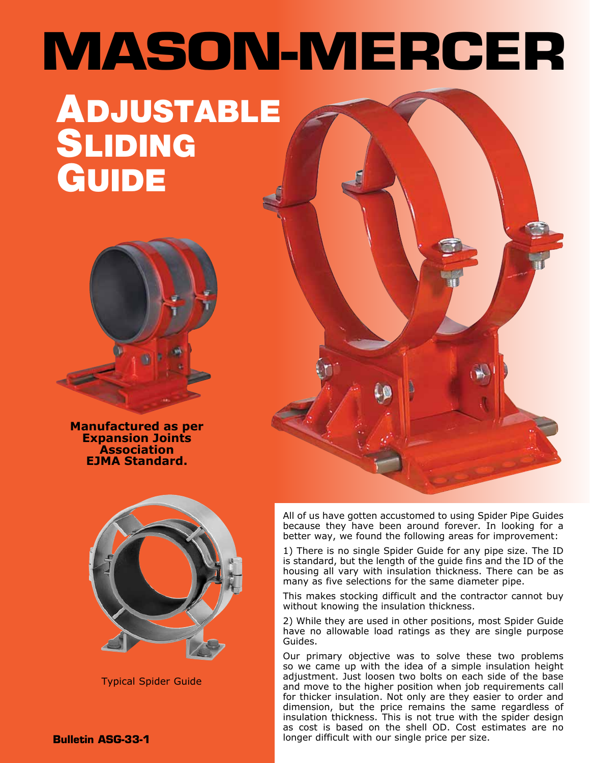# MASON-MERCER

## Adjustable Sliding Guide

**Manufactured as per Expansion Joints Association EJMA Standard.**

Typical Spider Guide

All of us have gotten accustomed to using Spider Pipe Guides because they have been around forever. In looking for a better way, we found the following areas for improvement:

1) There is no single Spider Guide for any pipe size. The ID is standard, but the length of the guide fins and the ID of the housing all vary with insulation thickness. There can be as many as five selections for the same diameter pipe.

This makes stocking difficult and the contractor cannot buy without knowing the insulation thickness.

2) While they are used in other positions, most Spider Guide have no allowable load ratings as they are single purpose Guides.

Our primary objective was to solve these two problems so we came up with the idea of a simple insulation height adjustment. Just loosen two bolts on each side of the base and move to the higher position when job requirements call for thicker insulation. Not only are they easier to order and dimension, but the price remains the same regardless of insulation thickness. This is not true with the spider design as cost is based on the shell OD. Cost estimates are no longer difficult with our single price per size.

**Bulletin ASG-33-1**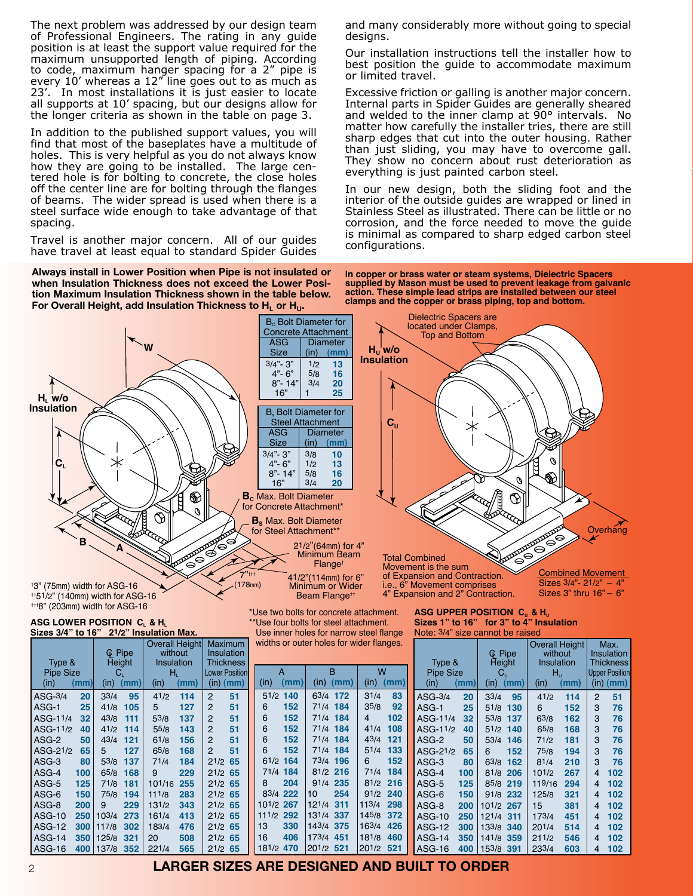The next problem was addressed by our design team of Professional Engineers. The rating in any guide position is at least the support value required for the maximum unsupported length of piping. According to code, maximum hanger spacing for a 2" pipe is every 10' whereas a 12" line goes out to as much as 23'. In most installations it is just easier to locate all supports at 10' spacing, but our designs allow for the longer criteria as shown in the table on page 3.

In addition to the published support values, you will find that most of the baseplates have a multitude of holes. This is very helpful as you do not always know how they are going to be installed. The large centered hole is for bolting to concrete, the close holes off the center line are for bolting through the flanges of beams. The wider spread is used when there is a steel surface wide enough to take advantage of that spacing.

Travel is another major concern. All of our guides have travel at least equal to standard Spider Guides and many considerably more without going to special designs.

Our installation instructions tell the installer how to best position the guide to accommodate maximum or limited travel.

Excessive friction or galling is another major concern. Internal parts in Spider Guides are generally sheared and welded to the inner clamp at 90° intervals. No matter how carefully the installer tries, there are still sharp edges that cut into the outer housing. Rather than just sliding, you may have to overcome gall. They show no concern about rust deterioration as everything is just painted carbon steel.

In our new design, both the sliding foot and the interior of the outside guides are wrapped or lined in Stainless Steel as illustrated. There can be little or no corrosion, and the force needed to move the guide is minimal as compared to sharp edged carbon steel configurations.

**Always install in Lower Position when Pipe is not insulated or when Insulation Thickness does not exceed the Lower Position Maximum Insulation Thickness shown in the table below. For Overall Height, add Insulation Thickness to $H_L$ or $H_U$.**

**In copper or brass water or steam systems, Dielectric Spacers supplied by Mason must be used to prevent leakage from galvanic action. These simple lead strips are installed between our steel clamps and the copper or brass piping, top and bottom.**

$H_L$ w/o Insulation

$C_L$

W

B

A

$H_U$ w/o Insulation

$C_U$

Dielectric Spacers are located under Clamps, Top and Bottom

Overhang

| ASG Size | Diameter (in) | Diameter (mm) |
|---|---|---|
| **$B_c$ Bolt Diameter for Concrete Attachment** | | |
| 3/4"- 3" | 1/2 | 13 |
| 4"- 6" | 5/8 | 16 |
| 8"- 14" | 3/4 | 20 |
| 16" | 1 | 25 |

| ASG Size | Diameter (in) | Diameter (mm) |
|---|---|---|
| **$B_s$ Bolt Diameter for Steel Attachment** | | |
| 3/4"- 3" | 3/8 | 10 |
| 4"- 6" | 1/2 | 13 |
| 8"- 14" | 5/8 | 16 |
| 16" | 3/4 | 20 |

**$B_C$** Max. Bolt Diameter for Concrete Attachment*

**$B_S$** Max. Bolt Diameter for Steel Attachment**

2 1/2"(64mm) for 4" Minimum Beam Flange†

4 1/2"(114mm) for 6" Minimum or Wider Beam Flange††

7"††† (178mm)

†3" (75mm) width for ASG-16
††5 1/2" (140mm) width for ASG-16
†††8" (203mm) width for ASG-16

Total Combined Movement is the sum of Expansion and Contraction. i.e., 6" Movement comprises 4" Expansion and 2" Contraction.

Combined Movement
Sizes 3/4"- 2 1/2" – 4"
Sizes 3" thru 16" – 6"

\*Use two bolts for concrete attachment.
\*\*Use four bolts for steel attachment. Use inner holes for narrow steel flange widths or outer holes for wider flanges.

**ASG LOWER POSITION $C_L$ & $H_L$**
**Sizes 3/4" to 16" 2 1/2" Insulation Max.**

| Type & Pipe Size | (mm) | ℄ Pipe Height $C_L$ (in) | (mm) | Overall Height without Insulation $H_L$ (in) | (mm) | Maximum Insulation Thickness Lower Position (in) | (mm) | A (in) | (mm) | B (in) | (mm) | W (in) | (mm) |
|---|---|---|---|---|---|---|---|---|---|---|---|---|---|
| ASG-3/4 | 20 | 3 3/4 | 95 | 4 1/2 | 114 | 2 | 51 | 5 1/2 | 140 | 6 3/4 | 172 | 3 1/4 | 83 |
| ASG-1 | 25 | 4 1/8 | 105 | 5 | 127 | 2 | 51 | 6 | 152 | 7 1/4 | 184 | 3 5/8 | 92 |
| ASG-1 1/4 | 32 | 4 3/8 | 111 | 5 3/8 | 137 | 2 | 51 | 6 | 152 | 7 1/4 | 184 | 4 | 102 |
| ASG-1 1/2 | 40 | 4 1/2 | 114 | 5 5/8 | 143 | 2 | 51 | 6 | 152 | 7 1/4 | 184 | 4 1/4 | 108 |
| ASG-2 | 50 | 4 3/4 | 121 | 6 1/8 | 156 | 2 | 51 | 6 | 152 | 7 1/4 | 184 | 4 3/4 | 121 |
| ASG-2 1/2 | 65 | 5 | 127 | 6 5/8 | 168 | 2 | 51 | 6 | 152 | 7 1/4 | 184 | 5 1/4 | 133 |
| ASG-3 | 80 | 5 3/8 | 137 | 7 1/4 | 184 | 2 1/2 | 65 | 6 1/2 | 164 | 7 3/4 | 196 | 6 | 152 |
| ASG-4 | 100 | 6 5/8 | 168 | 9 | 229 | 2 1/2 | 65 | 7 1/4 | 184 | 8 1/2 | 216 | 7 1/4 | 184 |
| ASG-5 | 125 | 7 1/8 | 181 | 10 1/16 | 255 | 2 1/2 | 65 | 8 | 204 | 9 1/4 | 235 | 8 1/2 | 216 |
| ASG-6 | 150 | 7 5/8 | 194 | 11 1/8 | 283 | 2 1/2 | 65 | 8 3/4 | 222 | 10 | 254 | 9 1/2 | 240 |
| ASG-8 | 200 | 9 | 229 | 13 1/2 | 343 | 2 1/2 | 65 | 10 1/2 | 267 | 12 1/4 | 311 | 11 3/4 | 298 |
| ASG-10 | 250 | 10 3/4 | 273 | 16 1/4 | 413 | 2 1/2 | 65 | 11 1/2 | 292 | 13 1/4 | 337 | 14 5/8 | 372 |
| ASG-12 | 300 | 11 7/8 | 302 | 18 3/4 | 476 | 2 1/2 | 65 | 13 | 330 | 14 3/4 | 375 | 16 3/4 | 426 |
| ASG-14 | 350 | 12 5/8 | 321 | 20 | 508 | 2 1/2 | 65 | 16 | 406 | 17 3/4 | 451 | 18 1/8 | 460 |
| ASG-16 | 400 | 13 7/8 | 352 | 22 1/4 | 565 | 2 1/2 | 65 | 18 1/2 | 470 | 20 1/2 | 521 | 20 1/2 | 521 |

**ASG UPPER POSITION $C_U$ & $H_U$**
**Sizes 1" to 16" for 3" to 4" Insulation**
Note: 3/4" size cannot be raised

| Type & Pipe Size (in) | (mm) | ℄ Pipe Height $C_U$ (in) | (mm) | Overall Height without Insulation $H_U$ (in) | (mm) | Max. Insulation Thickness Upper Position (in) | (mm) |
|---|---|---|---|---|---|---|---|
| ASG-3/4 | 20 | 3 3/4 | 95 | 4 1/2 | 114 | 2 | 51 |
| ASG-1 | 25 | 5 1/8 | 130 | 6 | 152 | 3 | 76 |
| ASG-1 1/4 | 32 | 5 3/8 | 137 | 6 3/8 | 162 | 3 | 76 |
| ASG-1 1/2 | 40 | 5 1/2 | 140 | 6 5/8 | 168 | 3 | 76 |
| ASG-2 | 50 | 5 3/4 | 146 | 7 1/2 | 181 | 3 | 76 |
| ASG-2 1/2 | 65 | 6 | 152 | 7 5/8 | 194 | 3 | 76 |
| ASG-3 | 80 | 6 3/8 | 162 | 8 1/4 | 210 | 3 | 76 |
| ASG-4 | 100 | 8 1/8 | 206 | 10 1/2 | 267 | 4 | 102 |
| ASG-5 | 125 | 8 5/8 | 219 | 11 9/16 | 294 | 4 | 102 |
| ASG-6 | 150 | 9 1/8 | 232 | 12 5/8 | 321 | 4 | 102 |
| ASG-8 | 200 | 10 1/2 | 267 | 15 | 381 | 4 | 102 |
| ASG-10 | 250 | 12 1/4 | 311 | 17 3/4 | 451 | 4 | 102 |
| ASG-12 | 300 | 13 3/8 | 340 | 20 1/4 | 514 | 4 | 102 |
| ASG-14 | 350 | 14 1/8 | 359 | 21 1/2 | 546 | 4 | 102 |
| ASG-16 | 400 | 15 3/8 | 391 | 23 3/4 | 603 | 4 | 102 |

**LARGER SIZES ARE DESIGNED AND BUILT TO ORDER**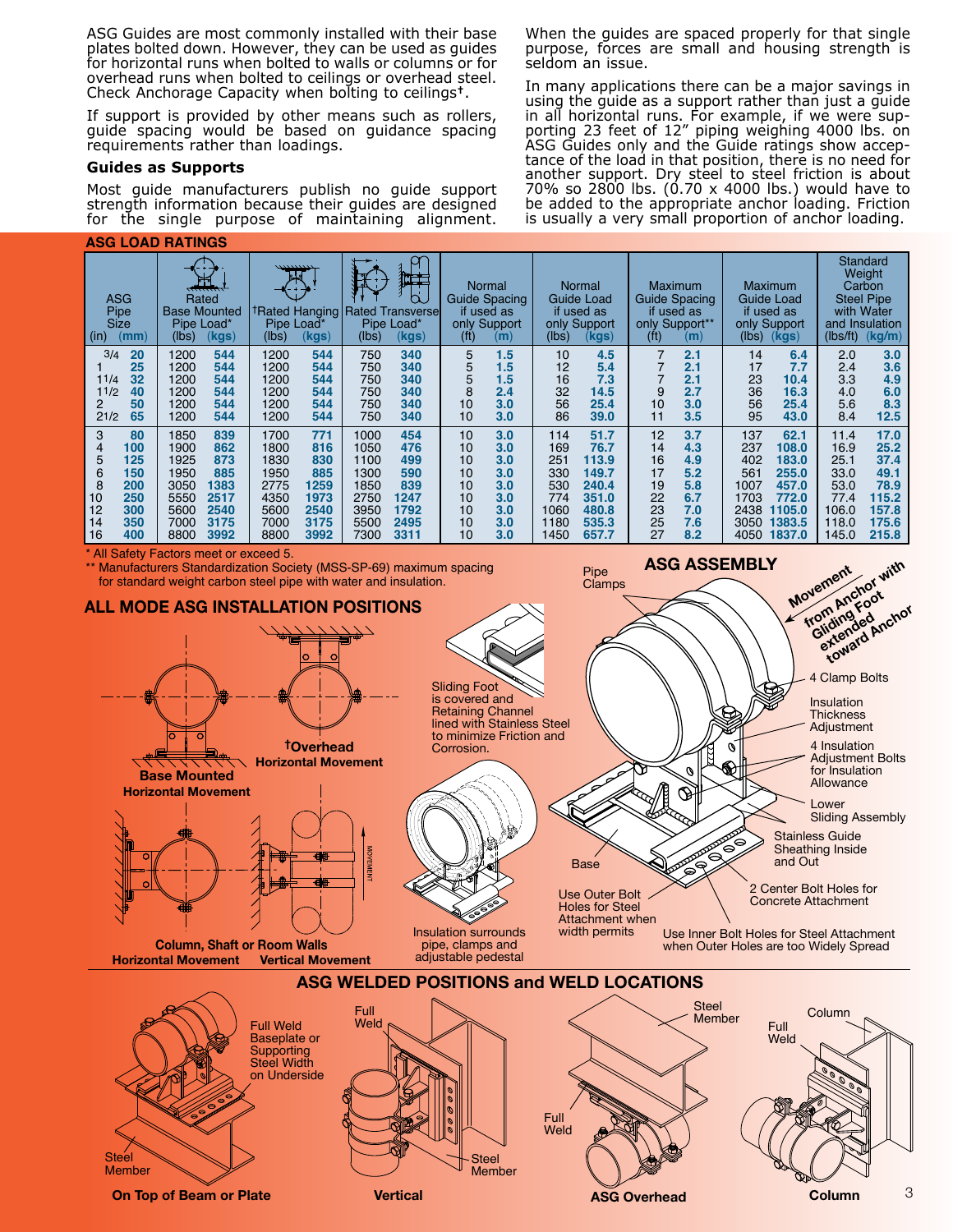ASG Guides are most commonly installed with their base plates bolted down. However, they can be used as guides for horizontal runs when bolted to walls or columns or for overhead runs when bolted to ceilings or overhead steel. Check Anchorage Capacity when bolting to ceilings†.

If support is provided by other means such as rollers, guide spacing would be based on guidance spacing requirements rather than loadings.

### Guides as Supports

Most guide manufacturers publish no guide support strength information because their guides are designed for the single purpose of maintaining alignment. When the guides are spaced properly for that single purpose, forces are small and housing strength is seldom an issue.

In many applications there can be a major savings in using the guide as a support rather than just a guide in all horizontal runs. For example, if we were supporting 23 feet of 12" piping weighing 4000 lbs. on ASG Guides only and the Guide ratings show acceptance of the load in that position, there is no need for another support. Dry steel to steel friction is about 70% so 2800 lbs. (0.70 x 4000 lbs.) would have to be added to the appropriate anchor loading. Friction is usually a very small proportion of anchor loading.

## ASG LOAD RATINGS

| ASG Pipe Size (in) | (mm) | Rated Base Mounted Pipe Load* (lbs) | (kgs) | †Rated Hanging Pipe Load* (lbs) | (kgs) | Rated Transverse Pipe Load* (lbs) | (kgs) | Normal Guide Spacing if used as only Support (ft) | (m) | Normal Guide Load if used as only Support (lbs) | (kgs) | Maximum Guide Spacing if used as only Support** (ft) | (m) | Maximum Guide Load if used as only Support (lbs) | (kgs) | Standard Weight Carbon Steel Pipe with Water and Insulation (lbs/ft) | (kg/m) |
|---|---|---|---|---|---|---|---|---|---|---|---|---|---|---|---|---|---|
| 3/4 | 20 | 1200 | 544 | 1200 | 544 | 750 | 340 | 5 | 1.5 | 10 | 4.5 | 7 | 2.1 | 14 | 6.4 | 2.0 | 3.0 |
| 1 | 25 | 1200 | 544 | 1200 | 544 | 750 | 340 | 5 | 1.5 | 12 | 5.4 | 7 | 2.1 | 17 | 7.7 | 2.4 | 3.6 |
| 11/4 | 32 | 1200 | 544 | 1200 | 544 | 750 | 340 | 5 | 1.5 | 16 | 7.3 | 7 | 2.1 | 23 | 10.4 | 3.3 | 4.9 |
| 11/2 | 40 | 1200 | 544 | 1200 | 544 | 750 | 340 | 8 | 2.4 | 32 | 14.5 | 9 | 2.7 | 36 | 16.3 | 4.0 | 6.0 |
| 2 | 50 | 1200 | 544 | 1200 | 544 | 750 | 340 | 10 | 3.0 | 56 | 25.4 | 10 | 3.0 | 56 | 25.4 | 5.6 | 8.3 |
| 21/2 | 65 | 1200 | 544 | 1200 | 544 | 750 | 340 | 10 | 3.0 | 86 | 39.0 | 11 | 3.5 | 95 | 43.0 | 8.4 | 12.5 |
| 3 | 80 | 1850 | 839 | 1700 | 771 | 1000 | 454 | 10 | 3.0 | 114 | 51.7 | 12 | 3.7 | 137 | 62.1 | 11.4 | 17.0 |
| 4 | 100 | 1900 | 862 | 1800 | 816 | 1050 | 476 | 10 | 3.0 | 169 | 76.7 | 14 | 4.3 | 237 | 108.0 | 16.9 | 25.2 |
| 5 | 125 | 1925 | 873 | 1830 | 830 | 1100 | 499 | 10 | 3.0 | 251 | 113.9 | 16 | 4.9 | 402 | 183.0 | 25.1 | 37.4 |
| 6 | 150 | 1950 | 885 | 1950 | 885 | 1300 | 590 | 10 | 3.0 | 330 | 149.7 | 17 | 5.2 | 561 | 255.0 | 33.0 | 49.1 |
| 8 | 200 | 3050 | 1383 | 2775 | 1259 | 1850 | 839 | 10 | 3.0 | 530 | 240.4 | 19 | 5.8 | 1007 | 457.0 | 53.0 | 78.9 |
| 10 | 250 | 5550 | 2517 | 4350 | 1973 | 2750 | 1247 | 10 | 3.0 | 774 | 351.0 | 22 | 6.7 | 1703 | 772.0 | 77.4 | 115.2 |
| 12 | 300 | 5600 | 2540 | 5600 | 2540 | 3950 | 1792 | 10 | 3.0 | 1060 | 480.8 | 23 | 7.0 | 2438 | 1105.0 | 106.0 | 157.8 |
| 14 | 350 | 7000 | 3175 | 7000 | 3175 | 5500 | 2495 | 10 | 3.0 | 1180 | 535.3 | 25 | 7.6 | 3050 | 1383.5 | 118.0 | 175.6 |
| 16 | 400 | 8800 | 3992 | 8800 | 3992 | 7300 | 3311 | 10 | 3.0 | 1450 | 657.7 | 27 | 8.2 | 4050 | 1837.0 | 145.0 | 215.8 |

* All Safety Factors meet or exceed 5.

** Manufacturers Standardization Society (MSS-SP-69) maximum spacing for standard weight carbon steel pipe with water and insulation.

## ALL MODE ASG INSTALLATION POSITIONS

**Base Mounted Horizontal Movement**

**†Overhead Horizontal Movement**

**Column, Shaft or Room Walls**

**Horizontal Movement** | **Vertical Movement**

MOVEMENT

Sliding Foot is covered and Retaining Channel lined with Stainless Steel to minimize Friction and Corrosion.

Insulation surrounds pipe, clamps and adjustable pedestal

## ASG ASSEMBLY

Pipe Clamps

Movement from Anchor with Gliding Foot extended toward Anchor

4 Clamp Bolts

Insulation Thickness Adjustment

4 Insulation Adjustment Bolts for Insulation Allowance

Lower Sliding Assembly

Stainless Guide Sheathing Inside and Out

Base

2 Center Bolt Holes for Concrete Attachment

Use Outer Bolt Holes for Steel Attachment when width permits

Use Inner Bolt Holes for Steel Attachment when Outer Holes are too Widely Spread

## ASG WELDED POSITIONS and WELD LOCATIONS

Full Weld Baseplate or Supporting Steel Width on Underside

Steel Member

**On Top of Beam or Plate**

Full Weld

Steel Member

**Vertical**

Steel Member

Full Weld

**ASG Overhead**

Column

Full Weld

**Column**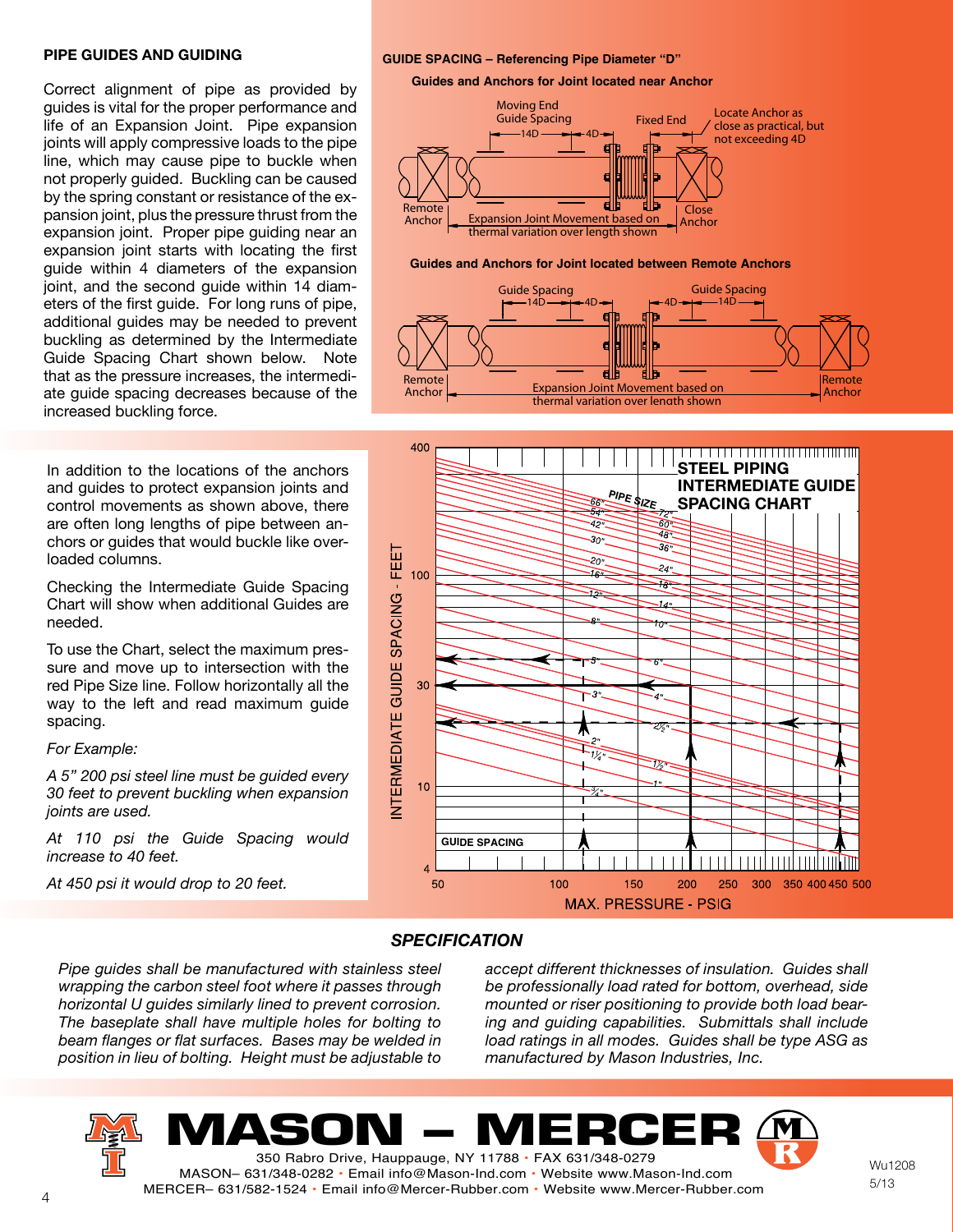## PIPE GUIDES AND GUIDING

Correct alignment of pipe as provided by guides is vital for the proper performance and life of an Expansion Joint. Pipe expansion joints will apply compressive loads to the pipe line, which may cause pipe to buckle when not properly guided. Buckling can be caused by the spring constant or resistance of the expansion joint, plus the pressure thrust from the expansion joint. Proper pipe guiding near an expansion joint starts with locating the first guide within 4 diameters of the expansion joint, and the second guide within 14 diameters of the first guide. For long runs of pipe, additional guides may be needed to prevent buckling as determined by the Intermediate Guide Spacing Chart shown below. Note that as the pressure increases, the intermediate guide spacing decreases because of the increased buckling force.

**GUIDE SPACING – Referencing Pipe Diameter "D"**

**Guides and Anchors for Joint located near Anchor**

Moving End Guide Spacing
14D
4D
Fixed End
Locate Anchor as close as practical, but not exceeding 4D
Remote Anchor
Expansion Joint Movement based on thermal variation over length shown
Close Anchor

**Guides and Anchors for Joint located between Remote Anchors**

Guide Spacing
14D
4D
4D
Guide Spacing
14D
Remote Anchor
Expansion Joint Movement based on thermal variation over length shown
Remote Anchor

In addition to the locations of the anchors and guides to protect expansion joints and control movements as shown above, there are often long lengths of pipe between anchors or guides that would buckle like overloaded columns.

Checking the Intermediate Guide Spacing Chart will show when additional Guides are needed.

To use the Chart, select the maximum pressure and move up to intersection with the red Pipe Size line. Follow horizontally all the way to the left and read maximum guide spacing.

*For Example:*

*A 5" 200 psi steel line must be guided every 30 feet to prevent buckling when expansion joints are used.*

*At 110 psi the Guide Spacing would increase to 40 feet.*

*At 450 psi it would drop to 20 feet.*

**STEEL PIPING INTERMEDIATE GUIDE SPACING CHART**

PIPE SIZE
66" 54" 42" 30" 20" 16" 12" 8" 5" 3" 2" 1¼" ¾"
72" 60" 48" 36" 24" 18" 14" 10" 6" 4" 2½" 1½" 1"

INTERMEDIATE GUIDE SPACING - FEET
400
100
30
10
4

GUIDE SPACING

50 100 150 200 250 300 350 400 450 500
MAX. PRESSURE - PSIG

### SPECIFICATION

*Pipe guides shall be manufactured with stainless steel wrapping the carbon steel foot where it passes through horizontal U guides similarly lined to prevent corrosion. The baseplate shall have multiple holes for bolting to beam flanges or flat surfaces. Bases may be welded in position in lieu of bolting. Height must be adjustable to accept different thicknesses of insulation. Guides shall be professionally load rated for bottom, overhead, side mounted or riser positioning to provide both load bearing and guiding capabilities. Submittals shall include load ratings in all modes. Guides shall be type ASG as manufactured by Mason Industries, Inc.*

**MASON – MERCER**

350 Rabro Drive, Hauppauge, NY 11788 • FAX 631/348-0279
MASON– 631/348-0282 • Email info@Mason-Ind.com • Website www.Mason-Ind.com
MERCER– 631/582-1524 • Email info@Mercer-Rubber.com • Website www.Mercer-Rubber.com

Wu1208
5/13